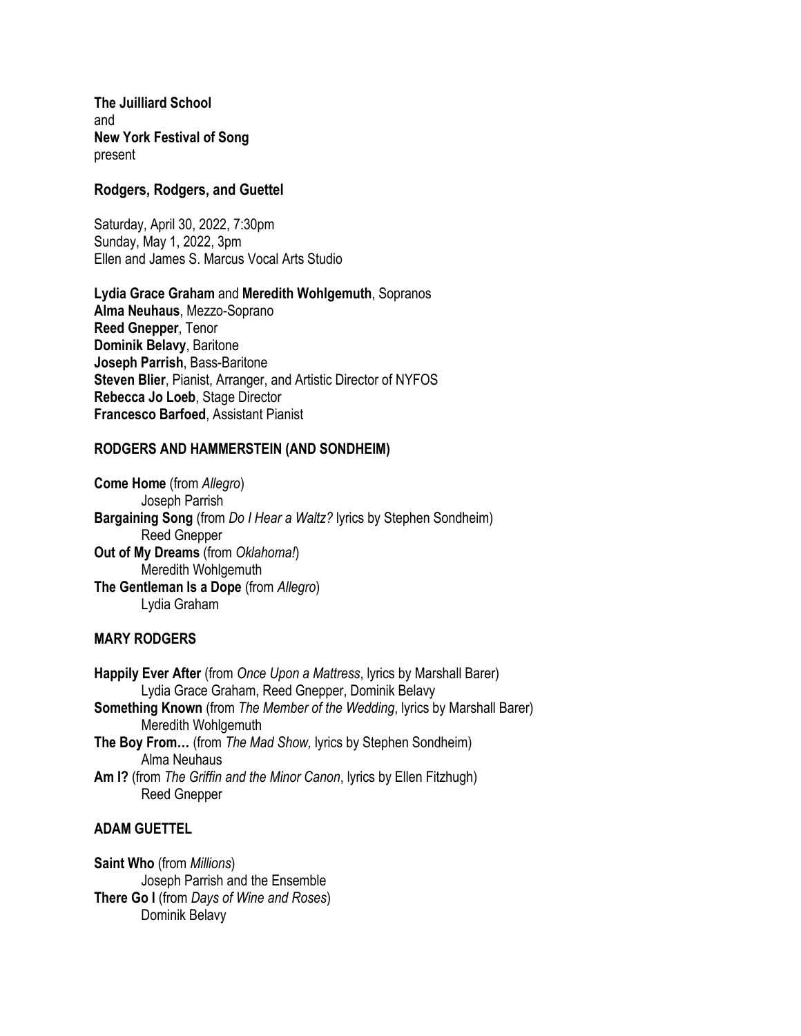**The Juilliard School**
and
**New York Festival of Song**
present

## Rodgers, Rodgers, and Guettel

Saturday, April 30, 2022, 7:30pm
Sunday, May 1, 2022, 3pm
Ellen and James S. Marcus Vocal Arts Studio

**Lydia Grace Graham** and **Meredith Wohlgemuth**, Sopranos
**Alma Neuhaus**, Mezzo-Soprano
**Reed Gnepper**, Tenor
**Dominik Belavy**, Baritone
**Joseph Parrish**, Bass-Baritone
**Steven Blier**, Pianist, Arranger, and Artistic Director of NYFOS
**Rebecca Jo Loeb**, Stage Director
**Francesco Barfoed**, Assistant Pianist

### RODGERS AND HAMMERSTEIN (AND SONDHEIM)

**Come Home** (from *Allegro*)
Joseph Parrish
**Bargaining Song** (from *Do I Hear a Waltz?* lyrics by Stephen Sondheim)
Reed Gnepper
**Out of My Dreams** (from *Oklahoma!*)
Meredith Wohlgemuth
**The Gentleman Is a Dope** (from *Allegro*)
Lydia Graham

### MARY RODGERS

**Happily Ever After** (from *Once Upon a Mattress*, lyrics by Marshall Barer)
Lydia Grace Graham, Reed Gnepper, Dominik Belavy
**Something Known** (from *The Member of the Wedding*, lyrics by Marshall Barer)
Meredith Wohlgemuth
**The Boy From…** (from *The Mad Show,* lyrics by Stephen Sondheim)
Alma Neuhaus
**Am I?** (from *The Griffin and the Minor Canon*, lyrics by Ellen Fitzhugh)
Reed Gnepper

### ADAM GUETTEL

**Saint Who** (from *Millions*)
Joseph Parrish and the Ensemble
**There Go I** (from *Days of Wine and Roses*)
Dominik Belavy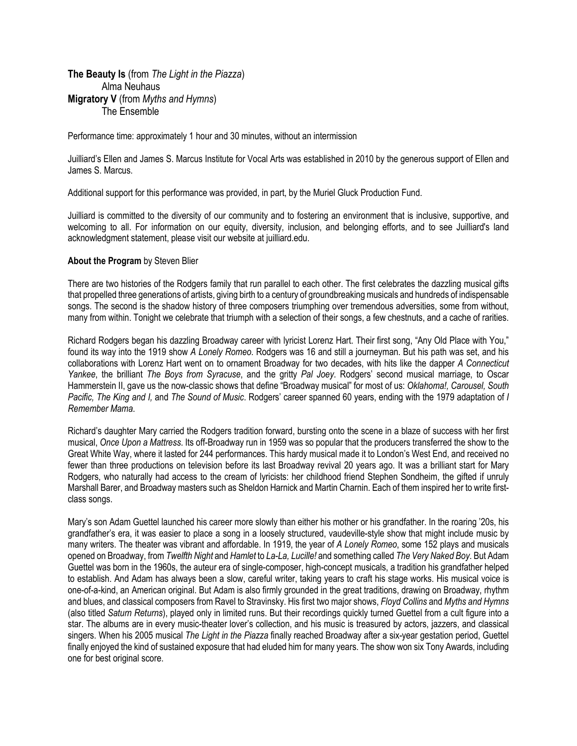**The Beauty Is** (from *The Light in the Piazza*)
Alma Neuhaus
**Migratory V** (from *Myths and Hymns*)
The Ensemble

Performance time: approximately 1 hour and 30 minutes, without an intermission

Juilliard's Ellen and James S. Marcus Institute for Vocal Arts was established in 2010 by the generous support of Ellen and James S. Marcus.

Additional support for this performance was provided, in part, by the Muriel Gluck Production Fund.

Juilliard is committed to the diversity of our community and to fostering an environment that is inclusive, supportive, and welcoming to all. For information on our equity, diversity, inclusion, and belonging efforts, and to see Juilliard's land acknowledgment statement, please visit our website at juilliard.edu.

**About the Program** by Steven Blier

There are two histories of the Rodgers family that run parallel to each other. The first celebrates the dazzling musical gifts that propelled three generations of artists, giving birth to a century of groundbreaking musicals and hundreds of indispensable songs. The second is the shadow history of three composers triumphing over tremendous adversities, some from without, many from within. Tonight we celebrate that triumph with a selection of their songs, a few chestnuts, and a cache of rarities.

Richard Rodgers began his dazzling Broadway career with lyricist Lorenz Hart. Their first song, "Any Old Place with You," found its way into the 1919 show *A Lonely Romeo*. Rodgers was 16 and still a journeyman. But his path was set, and his collaborations with Lorenz Hart went on to ornament Broadway for two decades, with hits like the dapper *A Connecticut Yankee*, the brilliant *The Boys from Syracuse*, and the gritty *Pal Joey*. Rodgers' second musical marriage, to Oscar Hammerstein II, gave us the now-classic shows that define "Broadway musical" for most of us: *Oklahoma!, Carousel, South Pacific, The King and I,* and *The Sound of Music*. Rodgers' career spanned 60 years, ending with the 1979 adaptation of *I Remember Mama*.

Richard's daughter Mary carried the Rodgers tradition forward, bursting onto the scene in a blaze of success with her first musical, *Once Upon a Mattress*. Its off-Broadway run in 1959 was so popular that the producers transferred the show to the Great White Way, where it lasted for 244 performances. This hardy musical made it to London's West End, and received no fewer than three productions on television before its last Broadway revival 20 years ago. It was a brilliant start for Mary Rodgers, who naturally had access to the cream of lyricists: her childhood friend Stephen Sondheim, the gifted if unruly Marshall Barer, and Broadway masters such as Sheldon Harnick and Martin Charnin. Each of them inspired her to write first-class songs.

Mary's son Adam Guettel launched his career more slowly than either his mother or his grandfather. In the roaring '20s, his grandfather's era, it was easier to place a song in a loosely structured, vaudeville-style show that might include music by many writers. The theater was vibrant and affordable. In 1919, the year of *A Lonely Romeo*, some 152 plays and musicals opened on Broadway, from *Twelfth Night* and *Hamlet* to *La-La, Lucille!* and something called *The Very Naked Boy*. But Adam Guettel was born in the 1960s, the auteur era of single-composer, high-concept musicals, a tradition his grandfather helped to establish. And Adam has always been a slow, careful writer, taking years to craft his stage works. His musical voice is one-of-a-kind, an American original. But Adam is also firmly grounded in the great traditions, drawing on Broadway, rhythm and blues, and classical composers from Ravel to Stravinsky. His first two major shows, *Floyd Collins* and *Myths and Hymns* (also titled *Saturn Returns*), played only in limited runs. But their recordings quickly turned Guettel from a cult figure into a star. The albums are in every music-theater lover's collection, and his music is treasured by actors, jazzers, and classical singers. When his 2005 musical *The Light in the Piazza* finally reached Broadway after a six-year gestation period, Guettel finally enjoyed the kind of sustained exposure that had eluded him for many years. The show won six Tony Awards, including one for best original score.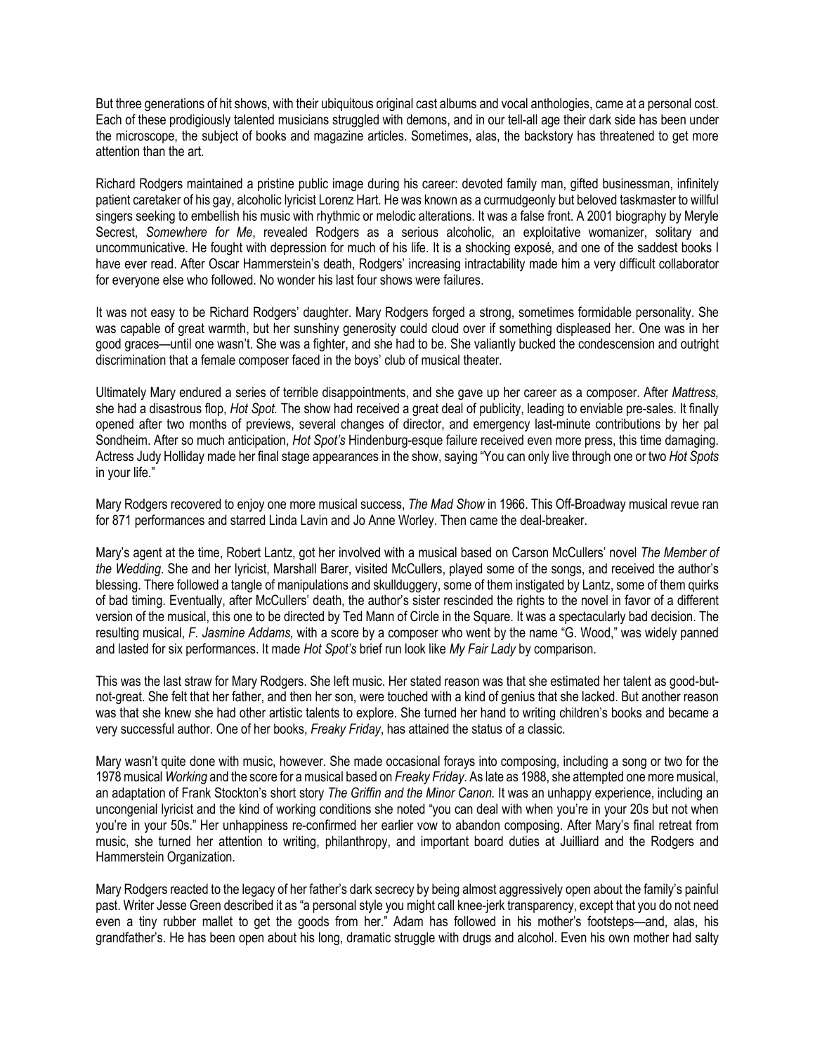But three generations of hit shows, with their ubiquitous original cast albums and vocal anthologies, came at a personal cost. Each of these prodigiously talented musicians struggled with demons, and in our tell-all age their dark side has been under the microscope, the subject of books and magazine articles. Sometimes, alas, the backstory has threatened to get more attention than the art.

Richard Rodgers maintained a pristine public image during his career: devoted family man, gifted businessman, infinitely patient caretaker of his gay, alcoholic lyricist Lorenz Hart. He was known as a curmudgeonly but beloved taskmaster to willful singers seeking to embellish his music with rhythmic or melodic alterations. It was a false front. A 2001 biography by Meryle Secrest, *Somewhere for Me*, revealed Rodgers as a serious alcoholic, an exploitative womanizer, solitary and uncommunicative. He fought with depression for much of his life. It is a shocking exposé, and one of the saddest books I have ever read. After Oscar Hammerstein's death, Rodgers' increasing intractability made him a very difficult collaborator for everyone else who followed. No wonder his last four shows were failures.

It was not easy to be Richard Rodgers' daughter. Mary Rodgers forged a strong, sometimes formidable personality. She was capable of great warmth, but her sunshiny generosity could cloud over if something displeased her. One was in her good graces—until one wasn't. She was a fighter, and she had to be. She valiantly bucked the condescension and outright discrimination that a female composer faced in the boys' club of musical theater.

Ultimately Mary endured a series of terrible disappointments, and she gave up her career as a composer. After *Mattress,* she had a disastrous flop, *Hot Spot.* The show had received a great deal of publicity, leading to enviable pre-sales. It finally opened after two months of previews, several changes of director, and emergency last-minute contributions by her pal Sondheim. After so much anticipation, *Hot Spot's* Hindenburg-esque failure received even more press, this time damaging. Actress Judy Holliday made her final stage appearances in the show, saying "You can only live through one or two *Hot Spots* in your life."

Mary Rodgers recovered to enjoy one more musical success, *The Mad Show* in 1966. This Off-Broadway musical revue ran for 871 performances and starred Linda Lavin and Jo Anne Worley. Then came the deal-breaker.

Mary's agent at the time, Robert Lantz, got her involved with a musical based on Carson McCullers' novel *The Member of the Wedding*. She and her lyricist, Marshall Barer, visited McCullers, played some of the songs, and received the author's blessing. There followed a tangle of manipulations and skullduggery, some of them instigated by Lantz, some of them quirks of bad timing. Eventually, after McCullers' death, the author's sister rescinded the rights to the novel in favor of a different version of the musical, this one to be directed by Ted Mann of Circle in the Square. It was a spectacularly bad decision. The resulting musical, *F. Jasmine Addams,* with a score by a composer who went by the name "G. Wood," was widely panned and lasted for six performances. It made *Hot Spot's* brief run look like *My Fair Lady* by comparison.

This was the last straw for Mary Rodgers. She left music. Her stated reason was that she estimated her talent as good-but-not-great. She felt that her father, and then her son, were touched with a kind of genius that she lacked. But another reason was that she knew she had other artistic talents to explore. She turned her hand to writing children's books and became a very successful author. One of her books, *Freaky Friday*, has attained the status of a classic.

Mary wasn't quite done with music, however. She made occasional forays into composing, including a song or two for the 1978 musical *Working* and the score for a musical based on *Freaky Friday*. As late as 1988, she attempted one more musical, an adaptation of Frank Stockton's short story *The Griffin and the Minor Canon.* It was an unhappy experience, including an uncongenial lyricist and the kind of working conditions she noted "you can deal with when you're in your 20s but not when you're in your 50s." Her unhappiness re-confirmed her earlier vow to abandon composing. After Mary's final retreat from music, she turned her attention to writing, philanthropy, and important board duties at Juilliard and the Rodgers and Hammerstein Organization.

Mary Rodgers reacted to the legacy of her father's dark secrecy by being almost aggressively open about the family's painful past. Writer Jesse Green described it as "a personal style you might call knee-jerk transparency, except that you do not need even a tiny rubber mallet to get the goods from her." Adam has followed in his mother's footsteps—and, alas, his grandfather's. He has been open about his long, dramatic struggle with drugs and alcohol. Even his own mother had salty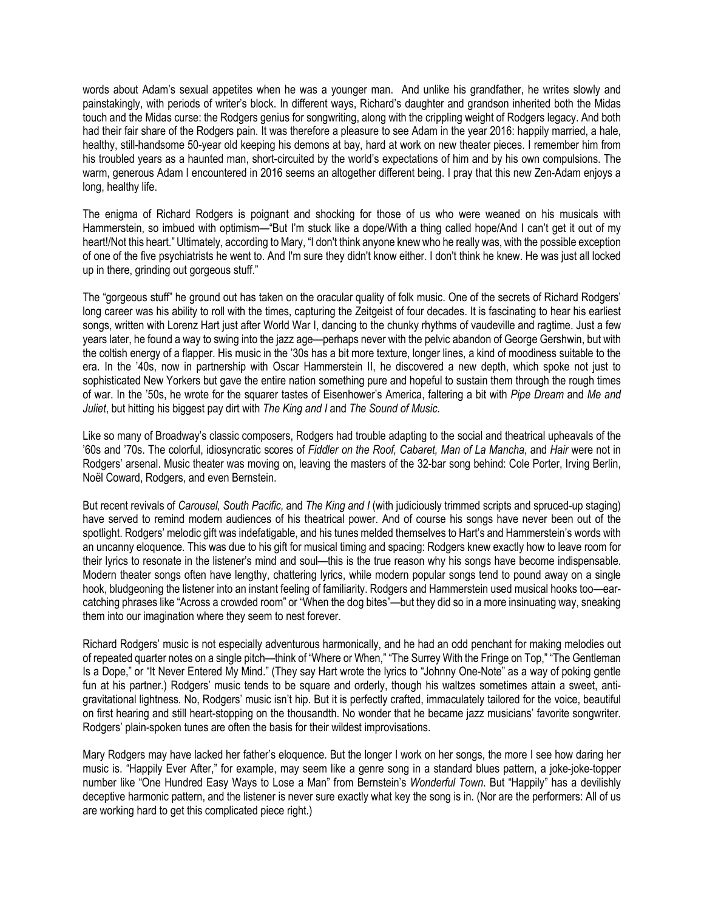words about Adam's sexual appetites when he was a younger man. And unlike his grandfather, he writes slowly and painstakingly, with periods of writer's block. In different ways, Richard's daughter and grandson inherited both the Midas touch and the Midas curse: the Rodgers genius for songwriting, along with the crippling weight of Rodgers legacy. And both had their fair share of the Rodgers pain. It was therefore a pleasure to see Adam in the year 2016: happily married, a hale, healthy, still-handsome 50-year old keeping his demons at bay, hard at work on new theater pieces. I remember him from his troubled years as a haunted man, short-circuited by the world's expectations of him and by his own compulsions. The warm, generous Adam I encountered in 2016 seems an altogether different being. I pray that this new Zen-Adam enjoys a long, healthy life.

The enigma of Richard Rodgers is poignant and shocking for those of us who were weaned on his musicals with Hammerstein, so imbued with optimism—"But I'm stuck like a dope/With a thing called hope/And I can't get it out of my heart!/Not this heart." Ultimately, according to Mary, "I don't think anyone knew who he really was, with the possible exception of one of the five psychiatrists he went to. And I'm sure they didn't know either. I don't think he knew. He was just all locked up in there, grinding out gorgeous stuff."

The "gorgeous stuff" he ground out has taken on the oracular quality of folk music. One of the secrets of Richard Rodgers' long career was his ability to roll with the times, capturing the Zeitgeist of four decades. It is fascinating to hear his earliest songs, written with Lorenz Hart just after World War I, dancing to the chunky rhythms of vaudeville and ragtime. Just a few years later, he found a way to swing into the jazz age—perhaps never with the pelvic abandon of George Gershwin, but with the coltish energy of a flapper. His music in the '30s has a bit more texture, longer lines, a kind of moodiness suitable to the era. In the '40s, now in partnership with Oscar Hammerstein II, he discovered a new depth, which spoke not just to sophisticated New Yorkers but gave the entire nation something pure and hopeful to sustain them through the rough times of war. In the '50s, he wrote for the squarer tastes of Eisenhower's America, faltering a bit with *Pipe Dream* and *Me and Juliet*, but hitting his biggest pay dirt with *The King and I* and *The Sound of Music*.

Like so many of Broadway's classic composers, Rodgers had trouble adapting to the social and theatrical upheavals of the '60s and '70s. The colorful, idiosyncratic scores of *Fiddler on the Roof, Cabaret, Man of La Mancha*, and *Hair* were not in Rodgers' arsenal. Music theater was moving on, leaving the masters of the 32-bar song behind: Cole Porter, Irving Berlin, Noël Coward, Rodgers, and even Bernstein.

But recent revivals of *Carousel, South Pacific,* and *The King and I* (with judiciously trimmed scripts and spruced-up staging) have served to remind modern audiences of his theatrical power. And of course his songs have never been out of the spotlight. Rodgers' melodic gift was indefatigable, and his tunes melded themselves to Hart's and Hammerstein's words with an uncanny eloquence. This was due to his gift for musical timing and spacing: Rodgers knew exactly how to leave room for their lyrics to resonate in the listener's mind and soul—this is the true reason why his songs have become indispensable. Modern theater songs often have lengthy, chattering lyrics, while modern popular songs tend to pound away on a single hook, bludgeoning the listener into an instant feeling of familiarity. Rodgers and Hammerstein used musical hooks too—ear-catching phrases like "Across a crowded room" or "When the dog bites"—but they did so in a more insinuating way, sneaking them into our imagination where they seem to nest forever.

Richard Rodgers' music is not especially adventurous harmonically, and he had an odd penchant for making melodies out of repeated quarter notes on a single pitch—think of "Where or When," "The Surrey With the Fringe on Top," "The Gentleman Is a Dope," or "It Never Entered My Mind." (They say Hart wrote the lyrics to "Johnny One-Note" as a way of poking gentle fun at his partner.) Rodgers' music tends to be square and orderly, though his waltzes sometimes attain a sweet, anti-gravitational lightness. No, Rodgers' music isn't hip. But it is perfectly crafted, immaculately tailored for the voice, beautiful on first hearing and still heart-stopping on the thousandth. No wonder that he became jazz musicians' favorite songwriter. Rodgers' plain-spoken tunes are often the basis for their wildest improvisations.

Mary Rodgers may have lacked her father's eloquence. But the longer I work on her songs, the more I see how daring her music is. "Happily Ever After," for example, may seem like a genre song in a standard blues pattern, a joke-joke-topper number like "One Hundred Easy Ways to Lose a Man" from Bernstein's *Wonderful Town*. But "Happily" has a devilishly deceptive harmonic pattern, and the listener is never sure exactly what key the song is in. (Nor are the performers: All of us are working hard to get this complicated piece right.)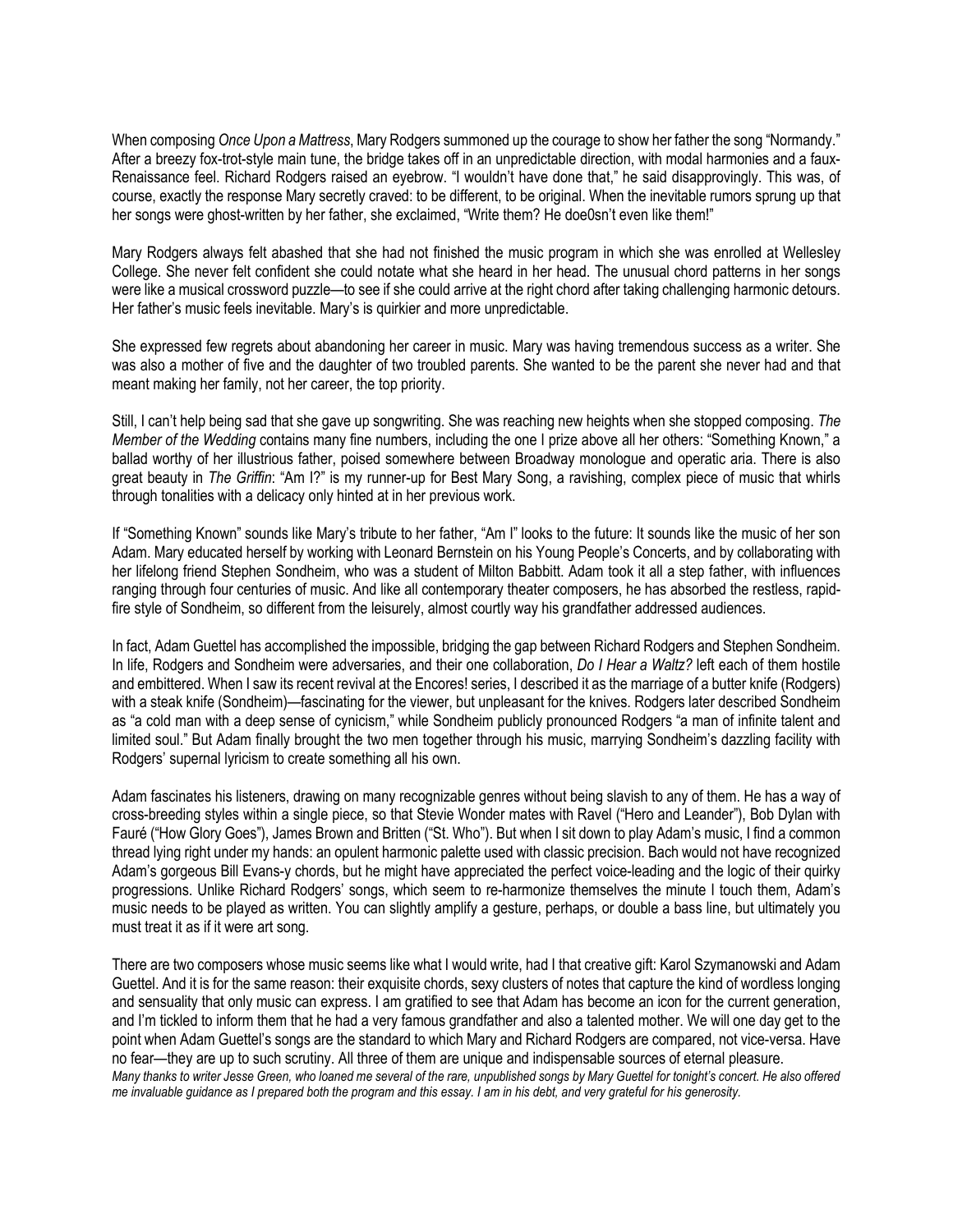When composing *Once Upon a Mattress*, Mary Rodgers summoned up the courage to show her father the song "Normandy." After a breezy fox-trot-style main tune, the bridge takes off in an unpredictable direction, with modal harmonies and a faux-Renaissance feel. Richard Rodgers raised an eyebrow. "I wouldn't have done that," he said disapprovingly. This was, of course, exactly the response Mary secretly craved: to be different, to be original. When the inevitable rumors sprung up that her songs were ghost-written by her father, she exclaimed, "Write them? He doe0sn't even like them!"

Mary Rodgers always felt abashed that she had not finished the music program in which she was enrolled at Wellesley College. She never felt confident she could notate what she heard in her head. The unusual chord patterns in her songs were like a musical crossword puzzle—to see if she could arrive at the right chord after taking challenging harmonic detours. Her father's music feels inevitable. Mary's is quirkier and more unpredictable.

She expressed few regrets about abandoning her career in music. Mary was having tremendous success as a writer. She was also a mother of five and the daughter of two troubled parents. She wanted to be the parent she never had and that meant making her family, not her career, the top priority.

Still, I can't help being sad that she gave up songwriting. She was reaching new heights when she stopped composing. *The Member of the Wedding* contains many fine numbers, including the one I prize above all her others: "Something Known," a ballad worthy of her illustrious father, poised somewhere between Broadway monologue and operatic aria. There is also great beauty in *The Griffin*: "Am I?" is my runner-up for Best Mary Song, a ravishing, complex piece of music that whirls through tonalities with a delicacy only hinted at in her previous work.

If "Something Known" sounds like Mary's tribute to her father, "Am I" looks to the future: It sounds like the music of her son Adam. Mary educated herself by working with Leonard Bernstein on his Young People's Concerts, and by collaborating with her lifelong friend Stephen Sondheim, who was a student of Milton Babbitt. Adam took it all a step father, with influences ranging through four centuries of music. And like all contemporary theater composers, he has absorbed the restless, rapid-fire style of Sondheim, so different from the leisurely, almost courtly way his grandfather addressed audiences.

In fact, Adam Guettel has accomplished the impossible, bridging the gap between Richard Rodgers and Stephen Sondheim. In life, Rodgers and Sondheim were adversaries, and their one collaboration, *Do I Hear a Waltz?* left each of them hostile and embittered. When I saw its recent revival at the Encores! series, I described it as the marriage of a butter knife (Rodgers) with a steak knife (Sondheim)—fascinating for the viewer, but unpleasant for the knives. Rodgers later described Sondheim as "a cold man with a deep sense of cynicism," while Sondheim publicly pronounced Rodgers "a man of infinite talent and limited soul." But Adam finally brought the two men together through his music, marrying Sondheim's dazzling facility with Rodgers' supernal lyricism to create something all his own.

Adam fascinates his listeners, drawing on many recognizable genres without being slavish to any of them. He has a way of cross-breeding styles within a single piece, so that Stevie Wonder mates with Ravel ("Hero and Leander"), Bob Dylan with Fauré ("How Glory Goes"), James Brown and Britten ("St. Who"). But when I sit down to play Adam's music, I find a common thread lying right under my hands: an opulent harmonic palette used with classic precision. Bach would not have recognized Adam's gorgeous Bill Evans-y chords, but he might have appreciated the perfect voice-leading and the logic of their quirky progressions. Unlike Richard Rodgers' songs, which seem to re-harmonize themselves the minute I touch them, Adam's music needs to be played as written. You can slightly amplify a gesture, perhaps, or double a bass line, but ultimately you must treat it as if it were art song.

There are two composers whose music seems like what I would write, had I that creative gift: Karol Szymanowski and Adam Guettel. And it is for the same reason: their exquisite chords, sexy clusters of notes that capture the kind of wordless longing and sensuality that only music can express. I am gratified to see that Adam has become an icon for the current generation, and I'm tickled to inform them that he had a very famous grandfather and also a talented mother. We will one day get to the point when Adam Guettel's songs are the standard to which Mary and Richard Rodgers are compared, not vice-versa. Have no fear—they are up to such scrutiny. All three of them are unique and indispensable sources of eternal pleasure.

*Many thanks to writer Jesse Green, who loaned me several of the rare, unpublished songs by Mary Guettel for tonight's concert. He also offered me invaluable guidance as I prepared both the program and this essay. I am in his debt, and very grateful for his generosity.*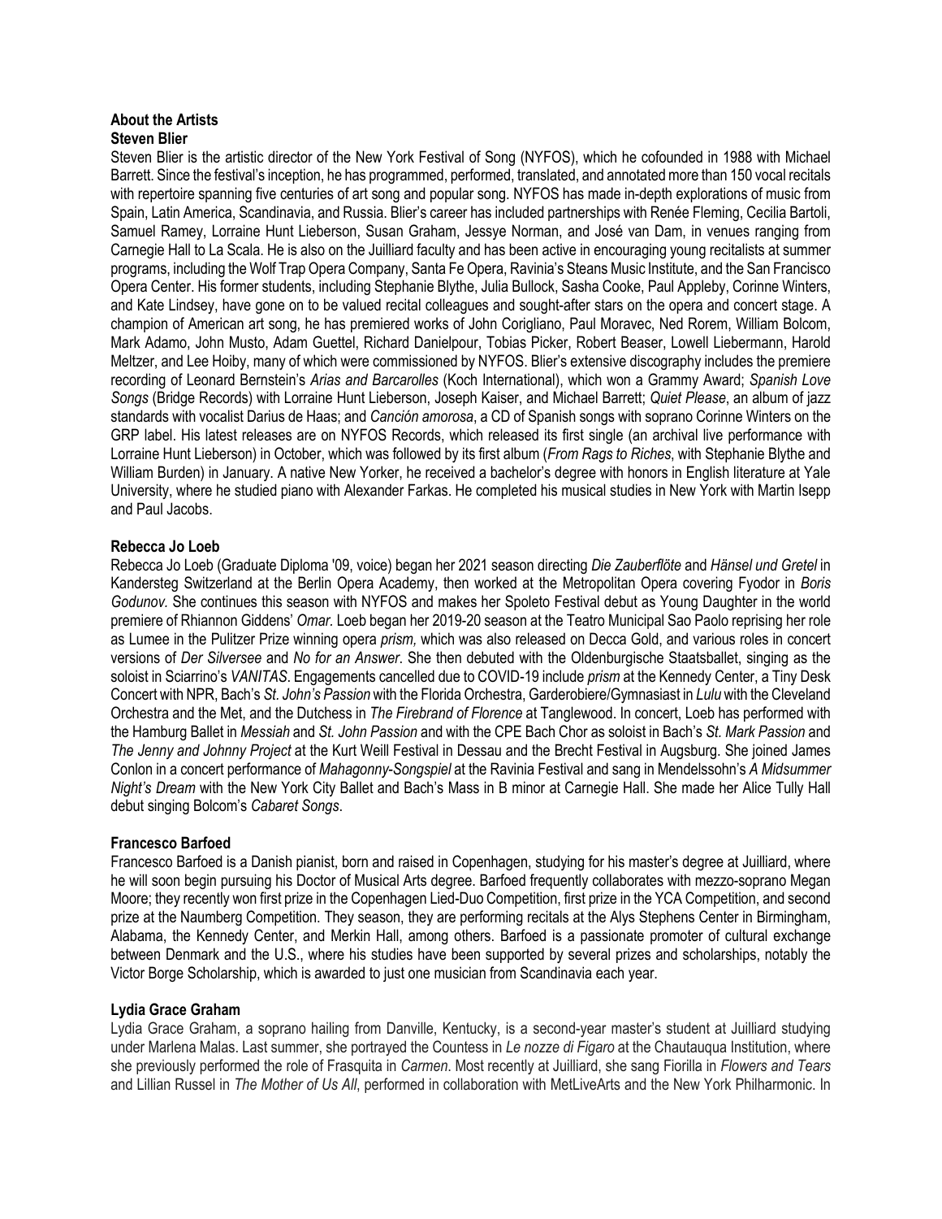## About the Artists

### Steven Blier

Steven Blier is the artistic director of the New York Festival of Song (NYFOS), which he cofounded in 1988 with Michael Barrett. Since the festival's inception, he has programmed, performed, translated, and annotated more than 150 vocal recitals with repertoire spanning five centuries of art song and popular song. NYFOS has made in-depth explorations of music from Spain, Latin America, Scandinavia, and Russia. Blier's career has included partnerships with Renée Fleming, Cecilia Bartoli, Samuel Ramey, Lorraine Hunt Lieberson, Susan Graham, Jessye Norman, and José van Dam, in venues ranging from Carnegie Hall to La Scala. He is also on the Juilliard faculty and has been active in encouraging young recitalists at summer programs, including the Wolf Trap Opera Company, Santa Fe Opera, Ravinia's Steans Music Institute, and the San Francisco Opera Center. His former students, including Stephanie Blythe, Julia Bullock, Sasha Cooke, Paul Appleby, Corinne Winters, and Kate Lindsey, have gone on to be valued recital colleagues and sought-after stars on the opera and concert stage. A champion of American art song, he has premiered works of John Corigliano, Paul Moravec, Ned Rorem, William Bolcom, Mark Adamo, John Musto, Adam Guettel, Richard Danielpour, Tobias Picker, Robert Beaser, Lowell Liebermann, Harold Meltzer, and Lee Hoiby, many of which were commissioned by NYFOS. Blier's extensive discography includes the premiere recording of Leonard Bernstein's *Arias and Barcarolles* (Koch International), which won a Grammy Award; *Spanish Love Songs* (Bridge Records) with Lorraine Hunt Lieberson, Joseph Kaiser, and Michael Barrett; *Quiet Please*, an album of jazz standards with vocalist Darius de Haas; and *Canción amorosa*, a CD of Spanish songs with soprano Corinne Winters on the GRP label. His latest releases are on NYFOS Records, which released its first single (an archival live performance with Lorraine Hunt Lieberson) in October, which was followed by its first album (*From Rags to Riches*, with Stephanie Blythe and William Burden) in January. A native New Yorker, he received a bachelor's degree with honors in English literature at Yale University, where he studied piano with Alexander Farkas. He completed his musical studies in New York with Martin Isepp and Paul Jacobs.

### Rebecca Jo Loeb

Rebecca Jo Loeb (Graduate Diploma '09, voice) began her 2021 season directing *Die Zauberflöte* and *Hänsel und Gretel* in Kandersteg Switzerland at the Berlin Opera Academy, then worked at the Metropolitan Opera covering Fyodor in *Boris Godunov*. She continues this season with NYFOS and makes her Spoleto Festival debut as Young Daughter in the world premiere of Rhiannon Giddens' *Omar.* Loeb began her 2019-20 season at the Teatro Municipal Sao Paolo reprising her role as Lumee in the Pulitzer Prize winning opera *prism,* which was also released on Decca Gold, and various roles in concert versions of *Der Silversee* and *No for an Answer*. She then debuted with the Oldenburgische Staatsballet, singing as the soloist in Sciarrino's *VANITAS*. Engagements cancelled due to COVID-19 include *prism* at the Kennedy Center, a Tiny Desk Concert with NPR, Bach's *St. John's Passion* with the Florida Orchestra, Garderobiere/Gymnasiast in *Lulu* with the Cleveland Orchestra and the Met, and the Dutchess in *The Firebrand of Florence* at Tanglewood. In concert, Loeb has performed with the Hamburg Ballet in *Messiah* and *St. John Passion* and with the CPE Bach Chor as soloist in Bach's *St. Mark Passion* and *The Jenny and Johnny Project* at the Kurt Weill Festival in Dessau and the Brecht Festival in Augsburg. She joined James Conlon in a concert performance of *Mahagonny-Songspiel* at the Ravinia Festival and sang in Mendelssohn's *A Midsummer Night's Dream* with the New York City Ballet and Bach's Mass in B minor at Carnegie Hall. She made her Alice Tully Hall debut singing Bolcom's *Cabaret Songs*.

### Francesco Barfoed

Francesco Barfoed is a Danish pianist, born and raised in Copenhagen, studying for his master's degree at Juilliard, where he will soon begin pursuing his Doctor of Musical Arts degree. Barfoed frequently collaborates with mezzo-soprano Megan Moore; they recently won first prize in the Copenhagen Lied-Duo Competition, first prize in the YCA Competition, and second prize at the Naumberg Competition. They season, they are performing recitals at the Alys Stephens Center in Birmingham, Alabama, the Kennedy Center, and Merkin Hall, among others. Barfoed is a passionate promoter of cultural exchange between Denmark and the U.S., where his studies have been supported by several prizes and scholarships, notably the Victor Borge Scholarship, which is awarded to just one musician from Scandinavia each year.

### Lydia Grace Graham

Lydia Grace Graham, a soprano hailing from Danville, Kentucky, is a second-year master's student at Juilliard studying under Marlena Malas. Last summer, she portrayed the Countess in *Le nozze di Figaro* at the Chautauqua Institution, where she previously performed the role of Frasquita in *Carmen*. Most recently at Juilliard, she sang Fiorilla in *Flowers and Tears* and Lillian Russel in *The Mother of Us All*, performed in collaboration with MetLiveArts and the New York Philharmonic. In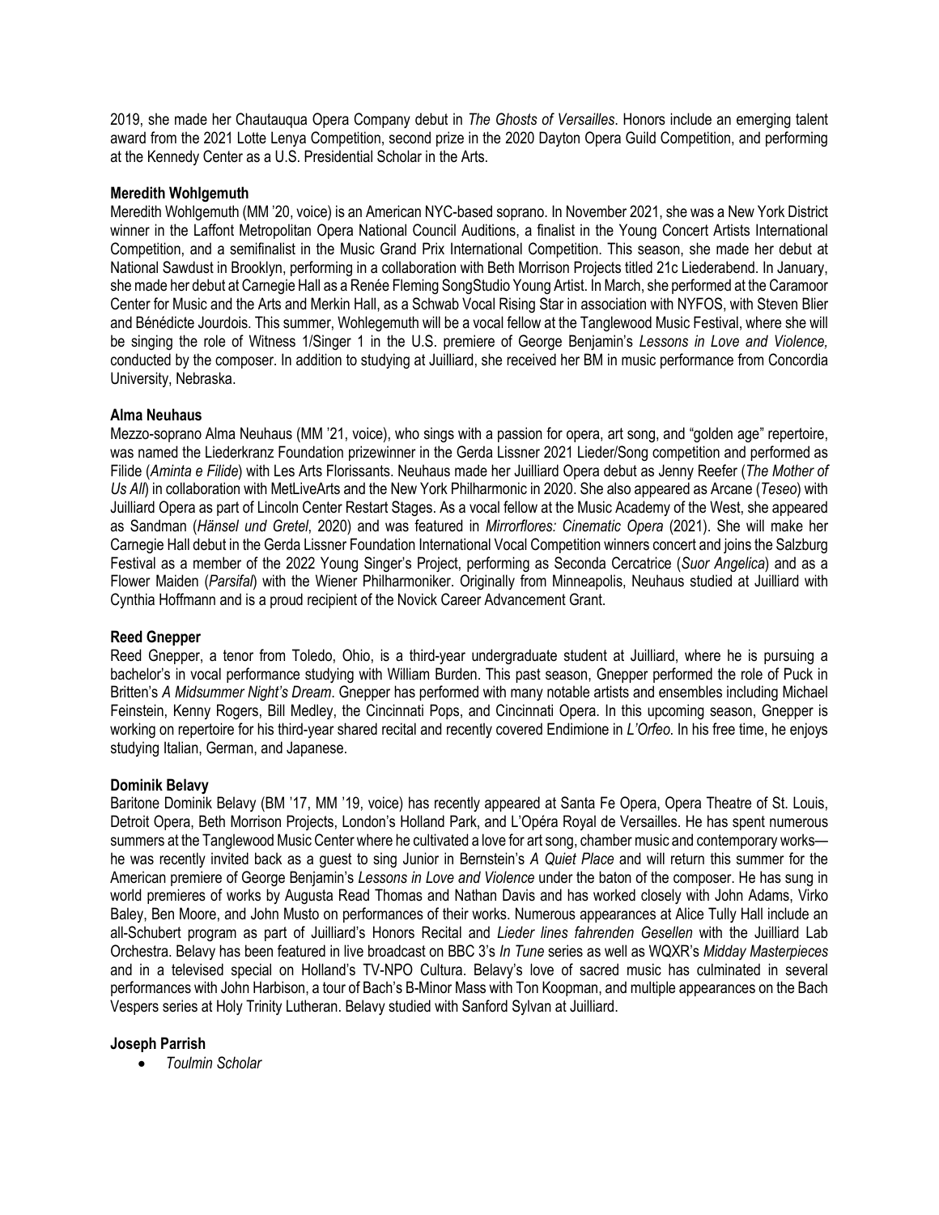2019, she made her Chautauqua Opera Company debut in *The Ghosts of Versailles*. Honors include an emerging talent award from the 2021 Lotte Lenya Competition, second prize in the 2020 Dayton Opera Guild Competition, and performing at the Kennedy Center as a U.S. Presidential Scholar in the Arts.

**Meredith Wohlgemuth**

Meredith Wohlgemuth (MM '20, voice) is an American NYC-based soprano. In November 2021, she was a New York District winner in the Laffont Metropolitan Opera National Council Auditions, a finalist in the Young Concert Artists International Competition, and a semifinalist in the Music Grand Prix International Competition. This season, she made her debut at National Sawdust in Brooklyn, performing in a collaboration with Beth Morrison Projects titled 21c Liederabend. In January, she made her debut at Carnegie Hall as a Renée Fleming SongStudio Young Artist. In March, she performed at the Caramoor Center for Music and the Arts and Merkin Hall, as a Schwab Vocal Rising Star in association with NYFOS, with Steven Blier and Bénédicte Jourdois. This summer, Wohlegemuth will be a vocal fellow at the Tanglewood Music Festival, where she will be singing the role of Witness 1/Singer 1 in the U.S. premiere of George Benjamin's *Lessons in Love and Violence,* conducted by the composer. In addition to studying at Juilliard, she received her BM in music performance from Concordia University, Nebraska.

**Alma Neuhaus**

Mezzo-soprano Alma Neuhaus (MM '21, voice), who sings with a passion for opera, art song, and "golden age" repertoire, was named the Liederkranz Foundation prizewinner in the Gerda Lissner 2021 Lieder/Song competition and performed as Filide (*Aminta e Filide*) with Les Arts Florissants. Neuhaus made her Juilliard Opera debut as Jenny Reefer (*The Mother of Us All*) in collaboration with MetLiveArts and the New York Philharmonic in 2020. She also appeared as Arcane (*Teseo*) with Juilliard Opera as part of Lincoln Center Restart Stages. As a vocal fellow at the Music Academy of the West, she appeared as Sandman (*Hänsel und Gretel*, 2020) and was featured in *Mirrorflores: Cinematic Opera* (2021). She will make her Carnegie Hall debut in the Gerda Lissner Foundation International Vocal Competition winners concert and joins the Salzburg Festival as a member of the 2022 Young Singer's Project, performing as Seconda Cercatrice (*Suor Angelica*) and as a Flower Maiden (*Parsifal*) with the Wiener Philharmoniker. Originally from Minneapolis, Neuhaus studied at Juilliard with Cynthia Hoffmann and is a proud recipient of the Novick Career Advancement Grant.

**Reed Gnepper**

Reed Gnepper, a tenor from Toledo, Ohio, is a third-year undergraduate student at Juilliard, where he is pursuing a bachelor's in vocal performance studying with William Burden. This past season, Gnepper performed the role of Puck in Britten's *A Midsummer Night's Dream*. Gnepper has performed with many notable artists and ensembles including Michael Feinstein, Kenny Rogers, Bill Medley, the Cincinnati Pops, and Cincinnati Opera. In this upcoming season, Gnepper is working on repertoire for his third-year shared recital and recently covered Endimione in *L'Orfeo*. In his free time, he enjoys studying Italian, German, and Japanese.

**Dominik Belavy**

Baritone Dominik Belavy (BM '17, MM '19, voice) has recently appeared at Santa Fe Opera, Opera Theatre of St. Louis, Detroit Opera, Beth Morrison Projects, London's Holland Park, and L'Opéra Royal de Versailles. He has spent numerous summers at the Tanglewood Music Center where he cultivated a love for art song, chamber music and contemporary works—he was recently invited back as a guest to sing Junior in Bernstein's *A Quiet Place* and will return this summer for the American premiere of George Benjamin's *Lessons in Love and Violence* under the baton of the composer. He has sung in world premieres of works by Augusta Read Thomas and Nathan Davis and has worked closely with John Adams, Virko Baley, Ben Moore, and John Musto on performances of their works. Numerous appearances at Alice Tully Hall include an all-Schubert program as part of Juilliard's Honors Recital and *Lieder lines fahrenden Gesellen* with the Juilliard Lab Orchestra. Belavy has been featured in live broadcast on BBC 3's *In Tune* series as well as WQXR's *Midday Masterpieces* and in a televised special on Holland's TV-NPO Cultura. Belavy's love of sacred music has culminated in several performances with John Harbison, a tour of Bach's B-Minor Mass with Ton Koopman, and multiple appearances on the Bach Vespers series at Holy Trinity Lutheran. Belavy studied with Sanford Sylvan at Juilliard.

**Joseph Parrish**

- *Toulmin Scholar*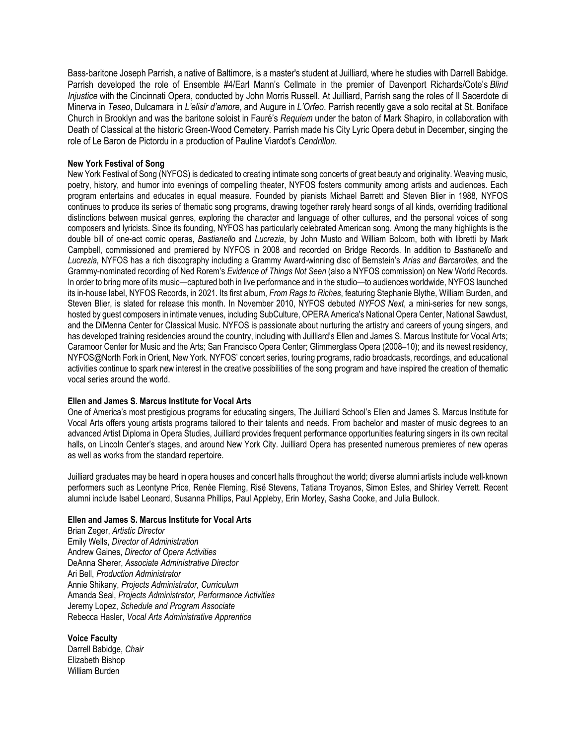Bass-baritone Joseph Parrish, a native of Baltimore, is a master's student at Juilliard, where he studies with Darrell Babidge. Parrish developed the role of Ensemble #4/Earl Mann's Cellmate in the premier of Davenport Richards/Cote's *Blind Injustice* with the Cincinnati Opera, conducted by John Morris Russell. At Juilliard, Parrish sang the roles of Il Sacerdote di Minerva in *Teseo*, Dulcamara in *L'elisir d'amore*, and Augure in *L'Orfeo*. Parrish recently gave a solo recital at St. Boniface Church in Brooklyn and was the baritone soloist in Fauré's *Requiem* under the baton of Mark Shapiro, in collaboration with Death of Classical at the historic Green-Wood Cemetery. Parrish made his City Lyric Opera debut in December, singing the role of Le Baron de Pictordu in a production of Pauline Viardot's *Cendrillon*.

**New York Festival of Song**

New York Festival of Song (NYFOS) is dedicated to creating intimate song concerts of great beauty and originality. Weaving music, poetry, history, and humor into evenings of compelling theater, NYFOS fosters community among artists and audiences. Each program entertains and educates in equal measure. Founded by pianists Michael Barrett and Steven Blier in 1988, NYFOS continues to produce its series of thematic song programs, drawing together rarely heard songs of all kinds, overriding traditional distinctions between musical genres, exploring the character and language of other cultures, and the personal voices of song composers and lyricists. Since its founding, NYFOS has particularly celebrated American song. Among the many highlights is the double bill of one-act comic operas, *Bastianello* and *Lucrezia*, by John Musto and William Bolcom, both with libretti by Mark Campbell, commissioned and premiered by NYFOS in 2008 and recorded on Bridge Records. In addition to *Bastianello* and *Lucrezia,* NYFOS has a rich discography including a Grammy Award-winning disc of Bernstein's *Arias and Barcarolles*, and the Grammy-nominated recording of Ned Rorem's *Evidence of Things Not Seen* (also a NYFOS commission) on New World Records. In order to bring more of its music—captured both in live performance and in the studio—to audiences worldwide, NYFOS launched its in-house label, NYFOS Records, in 2021. Its first album, *From Rags to Riches*, featuring Stephanie Blythe, William Burden, and Steven Blier, is slated for release this month. In November 2010, NYFOS debuted *NYFOS Next*, a mini-series for new songs, hosted by guest composers in intimate venues, including SubCulture, OPERA America's National Opera Center, National Sawdust, and the DiMenna Center for Classical Music. NYFOS is passionate about nurturing the artistry and careers of young singers, and has developed training residencies around the country, including with Juilliard's Ellen and James S. Marcus Institute for Vocal Arts; Caramoor Center for Music and the Arts; San Francisco Opera Center; Glimmerglass Opera (2008–10); and its newest residency, NYFOS@North Fork in Orient, New York. NYFOS' concert series, touring programs, radio broadcasts, recordings, and educational activities continue to spark new interest in the creative possibilities of the song program and have inspired the creation of thematic vocal series around the world.

**Ellen and James S. Marcus Institute for Vocal Arts**

One of America's most prestigious programs for educating singers, The Juilliard School's Ellen and James S. Marcus Institute for Vocal Arts offers young artists programs tailored to their talents and needs. From bachelor and master of music degrees to an advanced Artist Diploma in Opera Studies, Juilliard provides frequent performance opportunities featuring singers in its own recital halls, on Lincoln Center's stages, and around New York City. Juilliard Opera has presented numerous premieres of new operas as well as works from the standard repertoire.

Juilliard graduates may be heard in opera houses and concert halls throughout the world; diverse alumni artists include well-known performers such as Leontyne Price, Renée Fleming, Risë Stevens, Tatiana Troyanos, Simon Estes, and Shirley Verrett. Recent alumni include Isabel Leonard, Susanna Phillips, Paul Appleby, Erin Morley, Sasha Cooke, and Julia Bullock.

**Ellen and James S. Marcus Institute for Vocal Arts**

Brian Zeger, *Artistic Director*
Emily Wells, *Director of Administration*
Andrew Gaines, *Director of Opera Activities*
DeAnna Sherer, *Associate Administrative Director*
Ari Bell, *Production Administrator*
Annie Shikany, *Projects Administrator, Curriculum*
Amanda Seal, *Projects Administrator, Performance Activities*
Jeremy Lopez, *Schedule and Program Associate*
Rebecca Hasler, *Vocal Arts Administrative Apprentice*

**Voice Faculty**

Darrell Babidge, *Chair*
Elizabeth Bishop
William Burden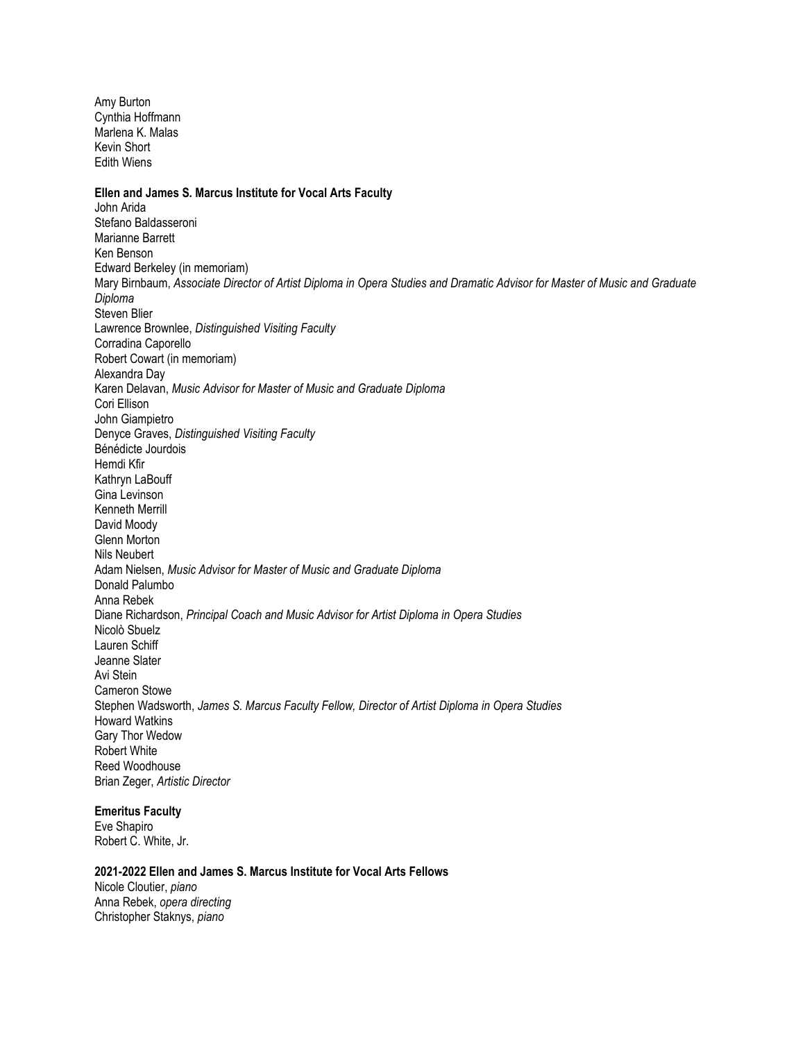Amy Burton
Cynthia Hoffmann
Marlena K. Malas
Kevin Short
Edith Wiens

**Ellen and James S. Marcus Institute for Vocal Arts Faculty**
John Arida
Stefano Baldasseroni
Marianne Barrett
Ken Benson
Edward Berkeley (in memoriam)
Mary Birnbaum, *Associate Director of Artist Diploma in Opera Studies and Dramatic Advisor for Master of Music and Graduate Diploma*
Steven Blier
Lawrence Brownlee, *Distinguished Visiting Faculty*
Corradina Caporello
Robert Cowart (in memoriam)
Alexandra Day
Karen Delavan, *Music Advisor for Master of Music and Graduate Diploma*
Cori Ellison
John Giampietro
Denyce Graves, *Distinguished Visiting Faculty*
Bénédicte Jourdois
Hemdi Kfir
Kathryn LaBouff
Gina Levinson
Kenneth Merrill
David Moody
Glenn Morton
Nils Neubert
Adam Nielsen, *Music Advisor for Master of Music and Graduate Diploma*
Donald Palumbo
Anna Rebek
Diane Richardson, *Principal Coach and Music Advisor for Artist Diploma in Opera Studies*
Nicolò Sbuelz
Lauren Schiff
Jeanne Slater
Avi Stein
Cameron Stowe
Stephen Wadsworth, *James S. Marcus Faculty Fellow, Director of Artist Diploma in Opera Studies*
Howard Watkins
Gary Thor Wedow
Robert White
Reed Woodhouse
Brian Zeger, *Artistic Director*

**Emeritus Faculty**
Eve Shapiro
Robert C. White, Jr.

**2021-2022 Ellen and James S. Marcus Institute for Vocal Arts Fellows**
Nicole Cloutier, *piano*
Anna Rebek, *opera directing*
Christopher Staknys, *piano*